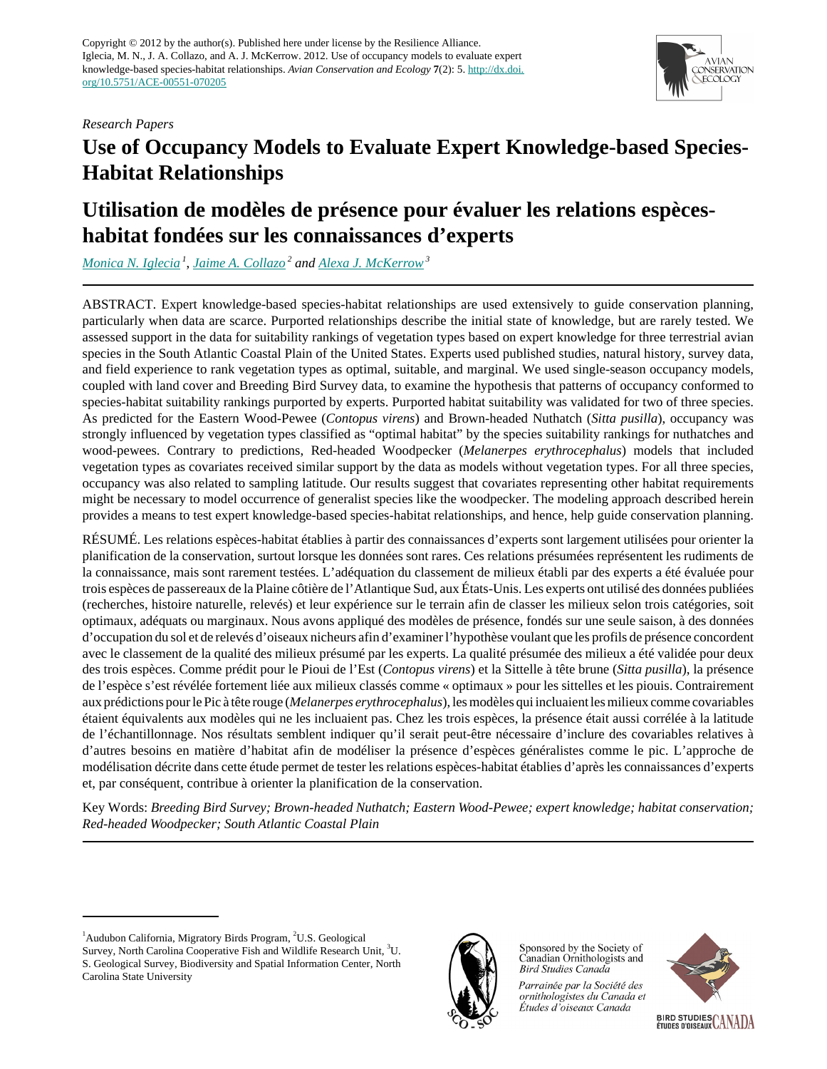Copyright © 2012 by the author(s). Published here under license by the Resilience Alliance.
Iglecia, M. N., J. A. Collazo, and A. J. McKerrow. 2012. Use of occupancy models to evaluate expert knowledge-based species-habitat relationships. *Avian Conservation and Ecology* **7**(2): 5. http://dx.doi.org/10.5751/ACE-00551-070205

*Research Papers*

# Use of Occupancy Models to Evaluate Expert Knowledge-based Species-Habitat Relationships

# Utilisation de modèles de présence pour évaluer les relations espèces-habitat fondées sur les connaissances d'experts

*Monica N. Iglecia*[1], *Jaime A. Collazo*[2] *and Alexa J. McKerrow*[3]

ABSTRACT. Expert knowledge-based species-habitat relationships are used extensively to guide conservation planning, particularly when data are scarce. Purported relationships describe the initial state of knowledge, but are rarely tested. We assessed support in the data for suitability rankings of vegetation types based on expert knowledge for three terrestrial avian species in the South Atlantic Coastal Plain of the United States. Experts used published studies, natural history, survey data, and field experience to rank vegetation types as optimal, suitable, and marginal. We used single-season occupancy models, coupled with land cover and Breeding Bird Survey data, to examine the hypothesis that patterns of occupancy conformed to species-habitat suitability rankings purported by experts. Purported habitat suitability was validated for two of three species. As predicted for the Eastern Wood-Pewee (*Contopus virens*) and Brown-headed Nuthatch (*Sitta pusilla*), occupancy was strongly influenced by vegetation types classified as "optimal habitat" by the species suitability rankings for nuthatches and wood-pewees. Contrary to predictions, Red-headed Woodpecker (*Melanerpes erythrocephalus*) models that included vegetation types as covariates received similar support by the data as models without vegetation types. For all three species, occupancy was also related to sampling latitude. Our results suggest that covariates representing other habitat requirements might be necessary to model occurrence of generalist species like the woodpecker. The modeling approach described herein provides a means to test expert knowledge-based species-habitat relationships, and hence, help guide conservation planning.

RÉSUMÉ. Les relations espèces-habitat établies à partir des connaissances d'experts sont largement utilisées pour orienter la planification de la conservation, surtout lorsque les données sont rares. Ces relations présumées représentent les rudiments de la connaissance, mais sont rarement testées. L'adéquation du classement de milieux établi par des experts a été évaluée pour trois espèces de passereaux de la Plaine côtière de l'Atlantique Sud, aux États-Unis. Les experts ont utilisé des données publiées (recherches, histoire naturelle, relevés) et leur expérience sur le terrain afin de classer les milieux selon trois catégories, soit optimaux, adéquats ou marginaux. Nous avons appliqué des modèles de présence, fondés sur une seule saison, à des données d'occupation du sol et de relevés d'oiseaux nicheurs afin d'examiner l'hypothèse voulant que les profils de présence concordent avec le classement de la qualité des milieux présumé par les experts. La qualité présumée des milieux a été validée pour deux des trois espèces. Comme prédit pour le Pioui de l'Est (*Contopus virens*) et la Sittelle à tête brune (*Sitta pusilla*), la présence de l'espèce s'est révélée fortement liée aux milieux classés comme « optimaux » pour les sittelles et les piouis. Contrairement aux prédictions pour le Pic à tête rouge (*Melanerpes erythrocephalus*), les modèles qui incluaient les milieux comme covariables étaient équivalents aux modèles qui ne les incluaient pas. Chez les trois espèces, la présence était aussi corrélée à la latitude de l'échantillonnage. Nos résultats semblent indiquer qu'il serait peut-être nécessaire d'inclure des covariables relatives à d'autres besoins en matière d'habitat afin de modéliser la présence d'espèces généralistes comme le pic. L'approche de modélisation décrite dans cette étude permet de tester les relations espèces-habitat établies d'après les connaissances d'experts et, par conséquent, contribue à orienter la planification de la conservation.

Key Words: *Breeding Bird Survey; Brown-headed Nuthatch; Eastern Wood-Pewee; expert knowledge; habitat conservation; Red-headed Woodpecker; South Atlantic Coastal Plain*

[1]Audubon California, Migratory Birds Program, [2]U.S. Geological Survey, North Carolina Cooperative Fish and Wildlife Research Unit, [3]U. S. Geological Survey, Biodiversity and Spatial Information Center, North Carolina State University

Sponsored by the Society of Canadian Ornithologists and Bird Studies Canada

*Parrainée par la Société des ornithologistes du Canada et Études d'oiseaux Canada*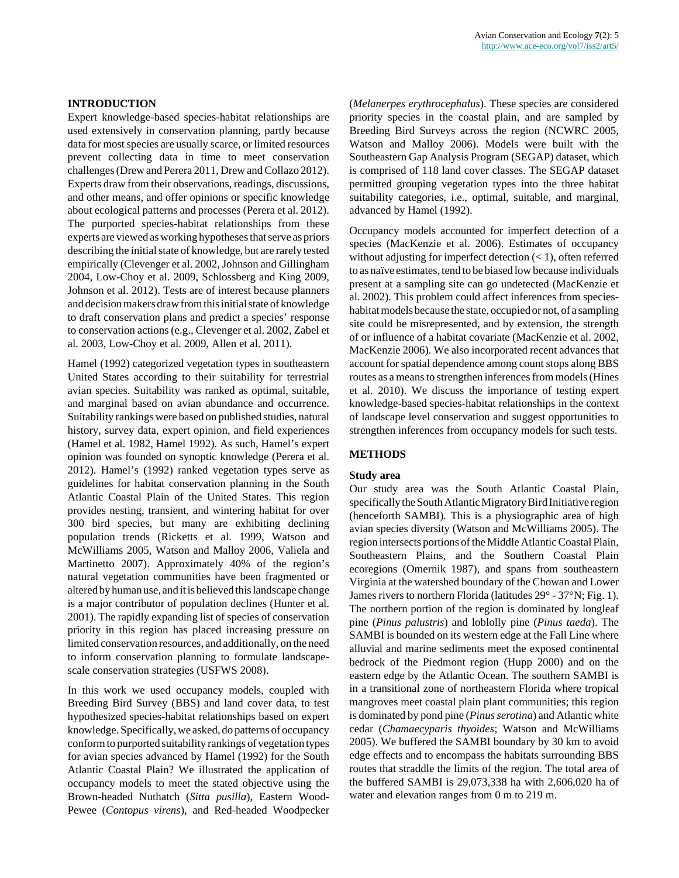## INTRODUCTION

Expert knowledge-based species-habitat relationships are used extensively in conservation planning, partly because data for most species are usually scarce, or limited resources prevent collecting data in time to meet conservation challenges (Drew and Perera 2011, Drew and Collazo 2012). Experts draw from their observations, readings, discussions, and other means, and offer opinions or specific knowledge about ecological patterns and processes (Perera et al. 2012). The purported species-habitat relationships from these experts are viewed as working hypotheses that serve as priors describing the initial state of knowledge, but are rarely tested empirically (Clevenger et al. 2002, Johnson and Gillingham 2004, Low-Choy et al. 2009, Schlossberg and King 2009, Johnson et al. 2012). Tests are of interest because planners and decision makers draw from this initial state of knowledge to draft conservation plans and predict a species' response to conservation actions (e.g., Clevenger et al. 2002, Zabel et al. 2003, Low-Choy et al. 2009, Allen et al. 2011).

Hamel (1992) categorized vegetation types in southeastern United States according to their suitability for terrestrial avian species. Suitability was ranked as optimal, suitable, and marginal based on avian abundance and occurrence. Suitability rankings were based on published studies, natural history, survey data, expert opinion, and field experiences (Hamel et al. 1982, Hamel 1992). As such, Hamel's expert opinion was founded on synoptic knowledge (Perera et al. 2012). Hamel's (1992) ranked vegetation types serve as guidelines for habitat conservation planning in the South Atlantic Coastal Plain of the United States. This region provides nesting, transient, and wintering habitat for over 300 bird species, but many are exhibiting declining population trends (Ricketts et al. 1999, Watson and McWilliams 2005, Watson and Malloy 2006, Valiela and Martinetto 2007). Approximately 40% of the region's natural vegetation communities have been fragmented or altered by human use, and it is believed this landscape change is a major contributor of population declines (Hunter et al. 2001). The rapidly expanding list of species of conservation priority in this region has placed increasing pressure on limited conservation resources, and additionally, on the need to inform conservation planning to formulate landscape-scale conservation strategies (USFWS 2008).

In this work we used occupancy models, coupled with Breeding Bird Survey (BBS) and land cover data, to test hypothesized species-habitat relationships based on expert knowledge. Specifically, we asked, do patterns of occupancy conform to purported suitability rankings of vegetation types for avian species advanced by Hamel (1992) for the South Atlantic Coastal Plain? We illustrated the application of occupancy models to meet the stated objective using the Brown-headed Nuthatch (*Sitta pusilla*), Eastern Wood-Pewee (*Contopus virens*), and Red-headed Woodpecker (*Melanerpes erythrocephalus*). These species are considered priority species in the coastal plain, and are sampled by Breeding Bird Surveys across the region (NCWRC 2005, Watson and Malloy 2006). Models were built with the Southeastern Gap Analysis Program (SEGAP) dataset, which is comprised of 118 land cover classes. The SEGAP dataset permitted grouping vegetation types into the three habitat suitability categories, i.e., optimal, suitable, and marginal, advanced by Hamel (1992).

Occupancy models accounted for imperfect detection of a species (MacKenzie et al. 2006). Estimates of occupancy without adjusting for imperfect detection (< 1), often referred to as naïve estimates, tend to be biased low because individuals present at a sampling site can go undetected (MacKenzie et al. 2002). This problem could affect inferences from species-habitat models because the state, occupied or not, of a sampling site could be misrepresented, and by extension, the strength of or influence of a habitat covariate (MacKenzie et al. 2002, MacKenzie 2006). We also incorporated recent advances that account for spatial dependence among count stops along BBS routes as a means to strengthen inferences from models (Hines et al. 2010). We discuss the importance of testing expert knowledge-based species-habitat relationships in the context of landscape level conservation and suggest opportunities to strengthen inferences from occupancy models for such tests.

## METHODS

### Study area

Our study area was the South Atlantic Coastal Plain, specifically the South Atlantic Migratory Bird Initiative region (henceforth SAMBI). This is a physiographic area of high avian species diversity (Watson and McWilliams 2005). The region intersects portions of the Middle Atlantic Coastal Plain, Southeastern Plains, and the Southern Coastal Plain ecoregions (Omernik 1987), and spans from southeastern Virginia at the watershed boundary of the Chowan and Lower James rivers to northern Florida (latitudes 29° - 37°N; Fig. 1). The northern portion of the region is dominated by longleaf pine (*Pinus palustris*) and loblolly pine (*Pinus taeda*). The SAMBI is bounded on its western edge at the Fall Line where alluvial and marine sediments meet the exposed continental bedrock of the Piedmont region (Hupp 2000) and on the eastern edge by the Atlantic Ocean. The southern SAMBI is in a transitional zone of northeastern Florida where tropical mangroves meet coastal plain plant communities; this region is dominated by pond pine (*Pinus serotina*) and Atlantic white cedar (*Chamaecyparis thyoides*; Watson and McWilliams 2005). We buffered the SAMBI boundary by 30 km to avoid edge effects and to encompass the habitats surrounding BBS routes that straddle the limits of the region. The total area of the buffered SAMBI is 29,073,338 ha with 2,606,020 ha of water and elevation ranges from 0 m to 219 m.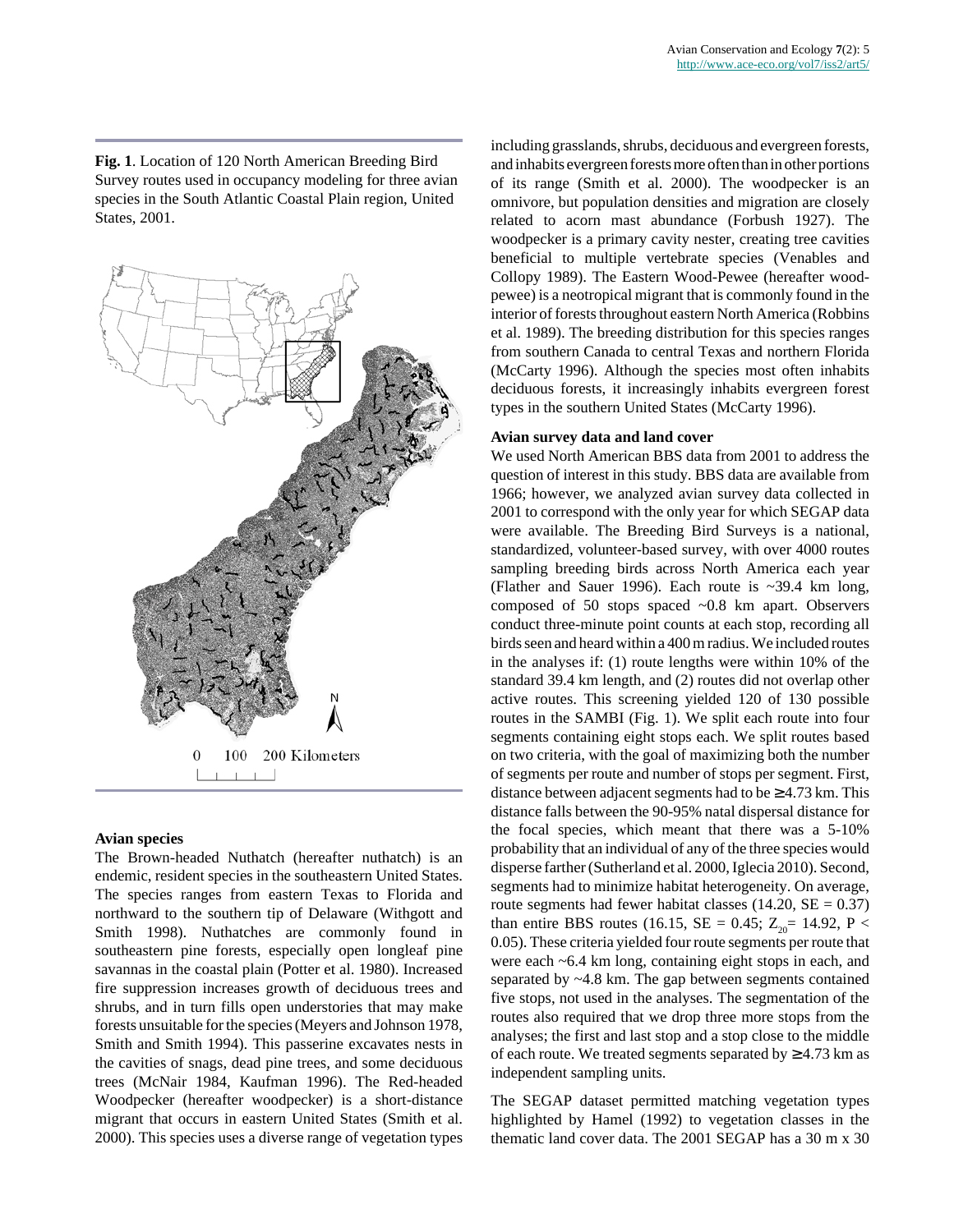**Fig. 1**. Location of 120 North American Breeding Bird Survey routes used in occupancy modeling for three avian species in the South Atlantic Coastal Plain region, United States, 2001.

### Avian species

The Brown-headed Nuthatch (hereafter nuthatch) is an endemic, resident species in the southeastern United States. The species ranges from eastern Texas to Florida and northward to the southern tip of Delaware (Withgott and Smith 1998). Nuthatches are commonly found in southeastern pine forests, especially open longleaf pine savannas in the coastal plain (Potter et al. 1980). Increased fire suppression increases growth of deciduous trees and shrubs, and in turn fills open understories that may make forests unsuitable for the species (Meyers and Johnson 1978, Smith and Smith 1994). This passerine excavates nests in the cavities of snags, dead pine trees, and some deciduous trees (McNair 1984, Kaufman 1996). The Red-headed Woodpecker (hereafter woodpecker) is a short-distance migrant that occurs in eastern United States (Smith et al. 2000). This species uses a diverse range of vegetation types including grasslands, shrubs, deciduous and evergreen forests, and inhabits evergreen forests more often than in other portions of its range (Smith et al. 2000). The woodpecker is an omnivore, but population densities and migration are closely related to acorn mast abundance (Forbush 1927). The woodpecker is a primary cavity nester, creating tree cavities beneficial to multiple vertebrate species (Venables and Collopy 1989). The Eastern Wood-Pewee (hereafter wood-pewee) is a neotropical migrant that is commonly found in the interior of forests throughout eastern North America (Robbins et al. 1989). The breeding distribution for this species ranges from southern Canada to central Texas and northern Florida (McCarty 1996). Although the species most often inhabits deciduous forests, it increasingly inhabits evergreen forest types in the southern United States (McCarty 1996).

### Avian survey data and land cover

We used North American BBS data from 2001 to address the question of interest in this study. BBS data are available from 1966; however, we analyzed avian survey data collected in 2001 to correspond with the only year for which SEGAP data were available. The Breeding Bird Surveys is a national, standardized, volunteer-based survey, with over 4000 routes sampling breeding birds across North America each year (Flather and Sauer 1996). Each route is ~39.4 km long, composed of 50 stops spaced ~0.8 km apart. Observers conduct three-minute point counts at each stop, recording all birds seen and heard within a 400 m radius. We included routes in the analyses if: (1) route lengths were within 10% of the standard 39.4 km length, and (2) routes did not overlap other active routes. This screening yielded 120 of 130 possible routes in the SAMBI (Fig. 1). We split each route into four segments containing eight stops each. We split routes based on two criteria, with the goal of maximizing both the number of segments per route and number of stops per segment. First, distance between adjacent segments had to be ≥ 4.73 km. This distance falls between the 90-95% natal dispersal distance for the focal species, which meant that there was a 5-10% probability that an individual of any of the three species would disperse farther (Sutherland et al. 2000, Iglecia 2010). Second, segments had to minimize habitat heterogeneity. On average, route segments had fewer habitat classes (14.20, SE = 0.37) than entire BBS routes (16.15, SE = 0.45; $Z_{20}$= 14.92, $P < 0.05$). These criteria yielded four route segments per route that were each ~6.4 km long, containing eight stops in each, and separated by ~4.8 km. The gap between segments contained five stops, not used in the analyses. The segmentation of the routes also required that we drop three more stops from the analyses; the first and last stop and a stop close to the middle of each route. We treated segments separated by ≥ 4.73 km as independent sampling units.

The SEGAP dataset permitted matching vegetation types highlighted by Hamel (1992) to vegetation classes in the thematic land cover data. The 2001 SEGAP has a 30 m x 30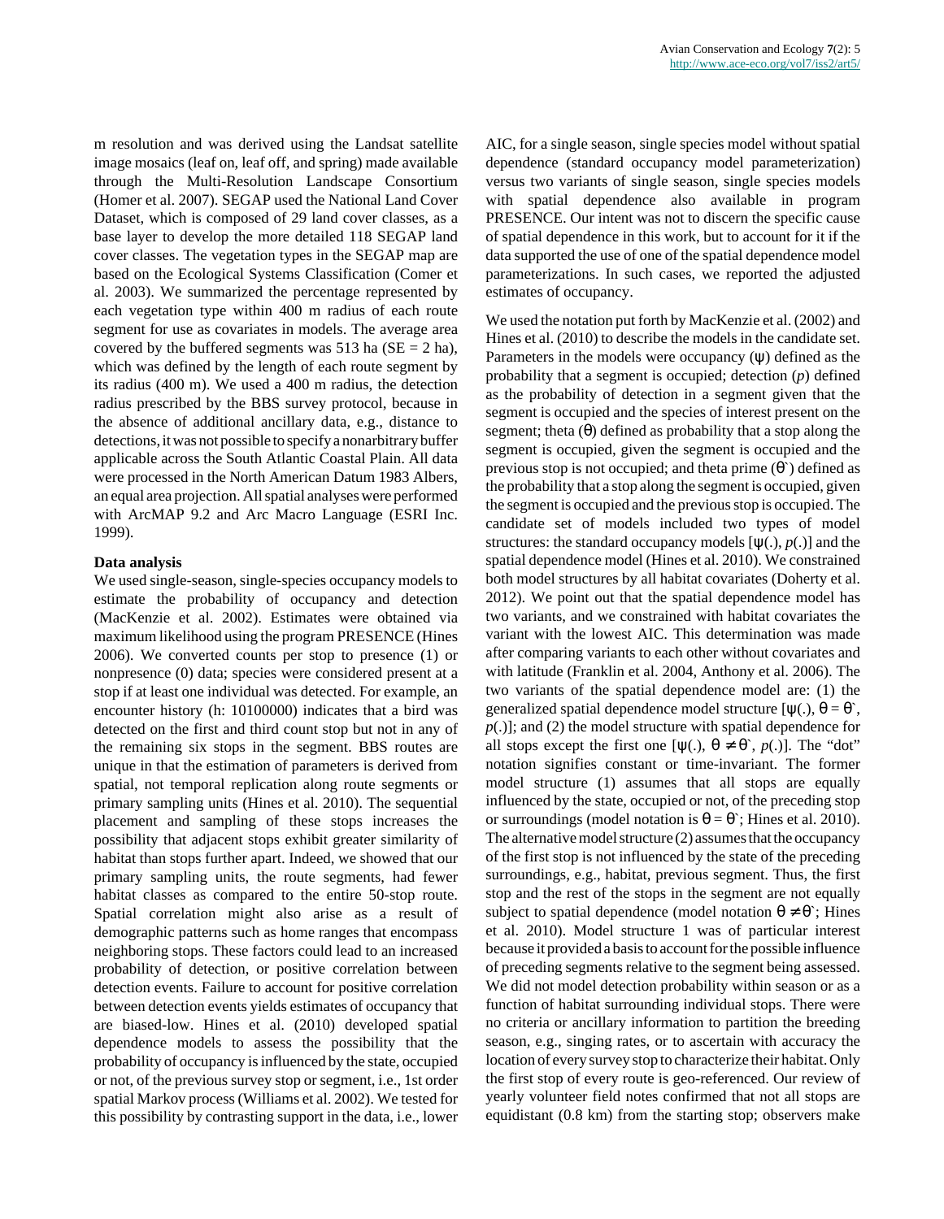m resolution and was derived using the Landsat satellite image mosaics (leaf on, leaf off, and spring) made available through the Multi-Resolution Landscape Consortium (Homer et al. 2007). SEGAP used the National Land Cover Dataset, which is composed of 29 land cover classes, as a base layer to develop the more detailed 118 SEGAP land cover classes. The vegetation types in the SEGAP map are based on the Ecological Systems Classification (Comer et al. 2003). We summarized the percentage represented by each vegetation type within 400 m radius of each route segment for use as covariates in models. The average area covered by the buffered segments was 513 ha (SE = 2 ha), which was defined by the length of each route segment by its radius (400 m). We used a 400 m radius, the detection radius prescribed by the BBS survey protocol, because in the absence of additional ancillary data, e.g., distance to detections, it was not possible to specify a nonarbitrary buffer applicable across the South Atlantic Coastal Plain. All data were processed in the North American Datum 1983 Albers, an equal area projection. All spatial analyses were performed with ArcMAP 9.2 and Arc Macro Language (ESRI Inc. 1999).

#### Data analysis

We used single-season, single-species occupancy models to estimate the probability of occupancy and detection (MacKenzie et al. 2002). Estimates were obtained via maximum likelihood using the program PRESENCE (Hines 2006). We converted counts per stop to presence (1) or nonpresence (0) data; species were considered present at a stop if at least one individual was detected. For example, an encounter history (h: 10100000) indicates that a bird was detected on the first and third count stop but not in any of the remaining six stops in the segment. BBS routes are unique in that the estimation of parameters is derived from spatial, not temporal replication along route segments or primary sampling units (Hines et al. 2010). The sequential placement and sampling of these stops increases the possibility that adjacent stops exhibit greater similarity of habitat than stops further apart. Indeed, we showed that our primary sampling units, the route segments, had fewer habitat classes as compared to the entire 50-stop route. Spatial correlation might also arise as a result of demographic patterns such as home ranges that encompass neighboring stops. These factors could lead to an increased probability of detection, or positive correlation between detection events. Failure to account for positive correlation between detection events yields estimates of occupancy that are biased-low. Hines et al. (2010) developed spatial dependence models to assess the possibility that the probability of occupancy is influenced by the state, occupied or not, of the previous survey stop or segment, i.e., 1st order spatial Markov process (Williams et al. 2002). We tested for this possibility by contrasting support in the data, i.e., lower AIC, for a single season, single species model without spatial dependence (standard occupancy model parameterization) versus two variants of single season, single species models with spatial dependence also available in program PRESENCE. Our intent was not to discern the specific cause of spatial dependence in this work, but to account for it if the data supported the use of one of the spatial dependence model parameterizations. In such cases, we reported the adjusted estimates of occupancy.

We used the notation put forth by MacKenzie et al. (2002) and Hines et al. (2010) to describe the models in the candidate set. Parameters in the models were occupancy ($\psi$) defined as the probability that a segment is occupied; detection ($p$) defined as the probability of detection in a segment given that the segment is occupied and the species of interest present on the segment; theta ($\theta$) defined as probability that a stop along the segment is occupied, given the segment is occupied and the previous stop is not occupied; and theta prime ($\theta$`) defined as the probability that a stop along the segment is occupied, given the segment is occupied and the previous stop is occupied. The candidate set of models included two types of model structures: the standard occupancy models [$\psi(.)$, $p(.)$] and the spatial dependence model (Hines et al. 2010). We constrained both model structures by all habitat covariates (Doherty et al. 2012). We point out that the spatial dependence model has two variants, and we constrained with habitat covariates the variant with the lowest AIC. This determination was made after comparing variants to each other without covariates and with latitude (Franklin et al. 2004, Anthony et al. 2006). The two variants of the spatial dependence model are: (1) the generalized spatial dependence model structure [$\psi(.)$, $\theta = \theta$`, $p(.)$]; and (2) the model structure with spatial dependence for all stops except the first one [$\psi(.)$, $\theta \neq \theta$`, $p(.)$]. The “dot” notation signifies constant or time-invariant. The former model structure (1) assumes that all stops are equally influenced by the state, occupied or not, of the preceding stop or surroundings (model notation is $\theta = \theta$`; Hines et al. 2010). The alternative model structure (2) assumes that the occupancy of the first stop is not influenced by the state of the preceding surroundings, e.g., habitat, previous segment. Thus, the first stop and the rest of the stops in the segment are not equally subject to spatial dependence (model notation $\theta \neq \theta$`; Hines et al. 2010). Model structure 1 was of particular interest because it provided a basis to account for the possible influence of preceding segments relative to the segment being assessed. We did not model detection probability within season or as a function of habitat surrounding individual stops. There were no criteria or ancillary information to partition the breeding season, e.g., singing rates, or to ascertain with accuracy the location of every survey stop to characterize their habitat. Only the first stop of every route is geo-referenced. Our review of yearly volunteer field notes confirmed that not all stops are equidistant (0.8 km) from the starting stop; observers make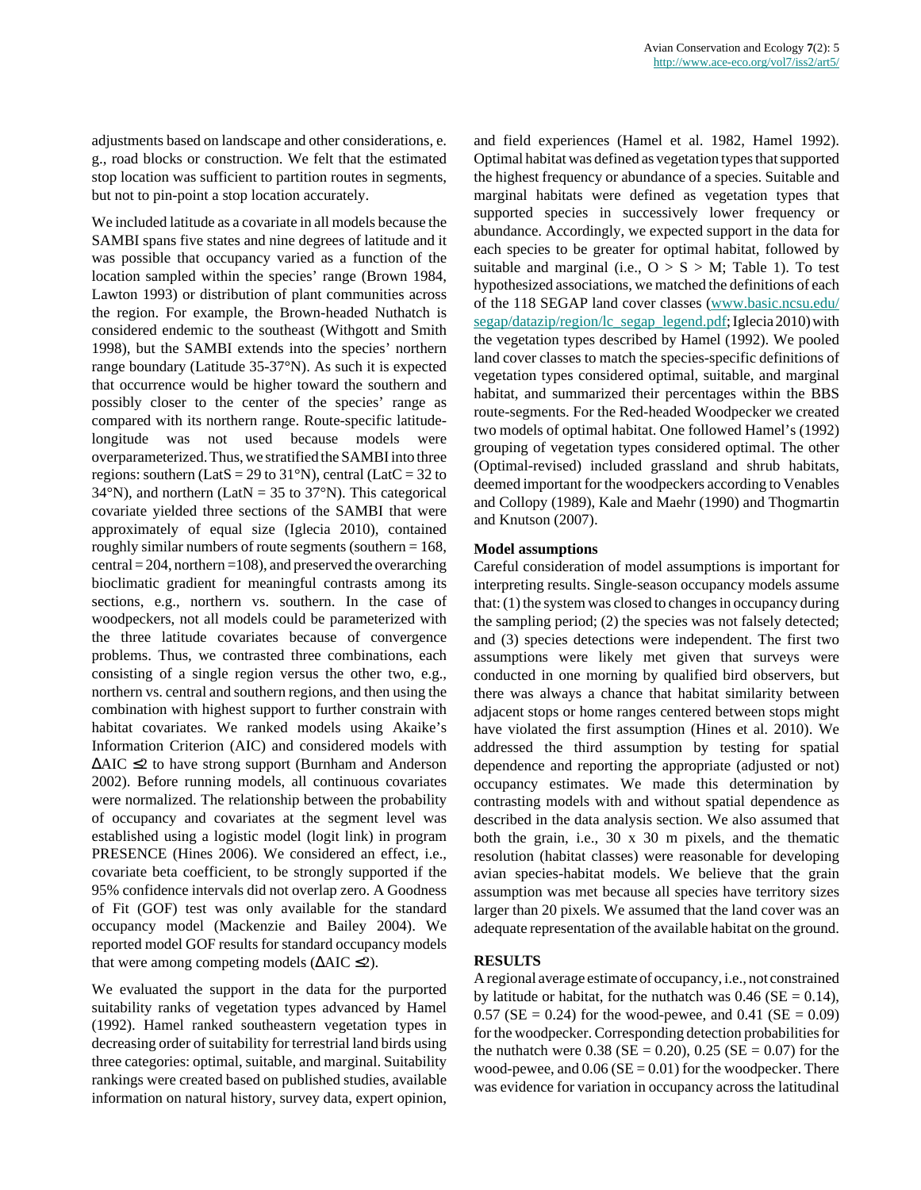adjustments based on landscape and other considerations, e. g., road blocks or construction. We felt that the estimated stop location was sufficient to partition routes in segments, but not to pin-point a stop location accurately.

We included latitude as a covariate in all models because the SAMBI spans five states and nine degrees of latitude and it was possible that occupancy varied as a function of the location sampled within the species' range (Brown 1984, Lawton 1993) or distribution of plant communities across the region. For example, the Brown-headed Nuthatch is considered endemic to the southeast (Withgott and Smith 1998), but the SAMBI extends into the species' northern range boundary (Latitude 35-37°N). As such it is expected that occurrence would be higher toward the southern and possibly closer to the center of the species' range as compared with its northern range. Route-specific latitude-longitude was not used because models were overparameterized. Thus, we stratified the SAMBI into three regions: southern (LatS = 29 to 31°N), central (LatC = 32 to 34°N), and northern (LatN = 35 to 37°N). This categorical covariate yielded three sections of the SAMBI that were approximately of equal size (Iglecia 2010), contained roughly similar numbers of route segments (southern = 168, central = 204, northern =108), and preserved the overarching bioclimatic gradient for meaningful contrasts among its sections, e.g., northern vs. southern. In the case of woodpeckers, not all models could be parameterized with the three latitude covariates because of convergence problems. Thus, we contrasted three combinations, each consisting of a single region versus the other two, e.g., northern vs. central and southern regions, and then using the combination with highest support to further constrain with habitat covariates. We ranked models using Akaike's Information Criterion (AIC) and considered models with $\Delta$AIC $\leq 2$ to have strong support (Burnham and Anderson 2002). Before running models, all continuous covariates were normalized. The relationship between the probability of occupancy and covariates at the segment level was established using a logistic model (logit link) in program PRESENCE (Hines 2006). We considered an effect, i.e., covariate beta coefficient, to be strongly supported if the 95% confidence intervals did not overlap zero. A Goodness of Fit (GOF) test was only available for the standard occupancy model (Mackenzie and Bailey 2004). We reported model GOF results for standard occupancy models that were among competing models ($\Delta$AIC $\leq 2$).

We evaluated the support in the data for the purported suitability ranks of vegetation types advanced by Hamel (1992). Hamel ranked southeastern vegetation types in decreasing order of suitability for terrestrial land birds using three categories: optimal, suitable, and marginal. Suitability rankings were created based on published studies, available information on natural history, survey data, expert opinion, and field experiences (Hamel et al. 1982, Hamel 1992). Optimal habitat was defined as vegetation types that supported the highest frequency or abundance of a species. Suitable and marginal habitats were defined as vegetation types that supported species in successively lower frequency or abundance. Accordingly, we expected support in the data for each species to be greater for optimal habitat, followed by suitable and marginal (i.e., O > S > M; Table 1). To test hypothesized associations, we matched the definitions of each of the 118 SEGAP land cover classes (www.basic.ncsu.edu/segap/datazip/region/lc_segap_legend.pdf; Iglecia 2010) with the vegetation types described by Hamel (1992). We pooled land cover classes to match the species-specific definitions of vegetation types considered optimal, suitable, and marginal habitat, and summarized their percentages within the BBS route-segments. For the Red-headed Woodpecker we created two models of optimal habitat. One followed Hamel's (1992) grouping of vegetation types considered optimal. The other (Optimal-revised) included grassland and shrub habitats, deemed important for the woodpeckers according to Venables and Collopy (1989), Kale and Maehr (1990) and Thogmartin and Knutson (2007).

### Model assumptions

Careful consideration of model assumptions is important for interpreting results. Single-season occupancy models assume that: (1) the system was closed to changes in occupancy during the sampling period; (2) the species was not falsely detected; and (3) species detections were independent. The first two assumptions were likely met given that surveys were conducted in one morning by qualified bird observers, but there was always a chance that habitat similarity between adjacent stops or home ranges centered between stops might have violated the first assumption (Hines et al. 2010). We addressed the third assumption by testing for spatial dependence and reporting the appropriate (adjusted or not) occupancy estimates. We made this determination by contrasting models with and without spatial dependence as described in the data analysis section. We also assumed that both the grain, i.e., 30 x 30 m pixels, and the thematic resolution (habitat classes) were reasonable for developing avian species-habitat models. We believe that the grain assumption was met because all species have territory sizes larger than 20 pixels. We assumed that the land cover was an adequate representation of the available habitat on the ground.

## RESULTS

A regional average estimate of occupancy, i.e., not constrained by latitude or habitat, for the nuthatch was 0.46 (SE = 0.14), 0.57 (SE = 0.24) for the wood-pewee, and 0.41 (SE = 0.09) for the woodpecker. Corresponding detection probabilities for the nuthatch were 0.38 (SE = 0.20), 0.25 (SE = 0.07) for the wood-pewee, and 0.06 (SE = 0.01) for the woodpecker. There was evidence for variation in occupancy across the latitudinal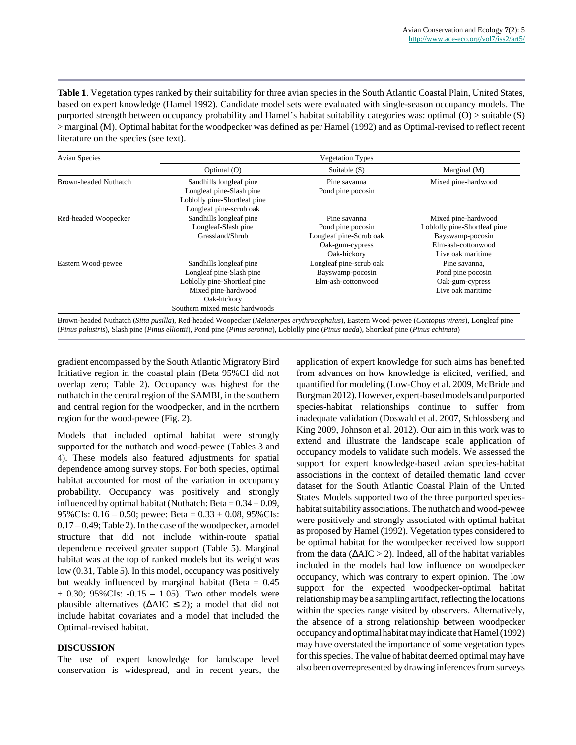**Table 1**. Vegetation types ranked by their suitability for three avian species in the South Atlantic Coastal Plain, United States, based on expert knowledge (Hamel 1992). Candidate model sets were evaluated with single-season occupancy models. The purported strength between occupancy probability and Hamel's habitat suitability categories was: optimal (O) > suitable (S) > marginal (M). Optimal habitat for the woodpecker was defined as per Hamel (1992) and as Optimal-revised to reflect recent literature on the species (see text).

| Avian Species | Vegetation Types | | |
|---|---|---|---|
| | Optimal (O) | Suitable (S) | Marginal (M) |
| Brown-headed Nuthatch | Sandhills longleaf pine<br>Longleaf pine-Slash pine<br>Loblolly pine-Shortleaf pine<br>Longleaf pine-scrub oak | Pine savanna<br>Pond pine pocosin | Mixed pine-hardwood |
| Red-headed Woopecker | Sandhills longleaf pine<br>Longleaf-Slash pine<br>Grassland/Shrub | Pine savanna<br>Pond pine pocosin<br>Longleaf pine-Scrub oak<br>Oak-gum-cypress<br>Oak-hickory | Mixed pine-hardwood<br>Loblolly pine-Shortleaf pine<br>Bayswamp-pocosin<br>Elm-ash-cottonwood<br>Live oak maritime |
| Eastern Wood-pewee | Sandhills longleaf pine<br>Longleaf pine-Slash pine<br>Loblolly pine-Shortleaf pine<br>Mixed pine-hardwood<br>Oak-hickory<br>Southern mixed mesic hardwoods | Longleaf pine-scrub oak<br>Bayswamp-pocosin<br>Elm-ash-cottonwood | Pine savanna,<br>Pond pine pocosin<br>Oak-gum-cypress<br>Live oak maritime |

Brown-headed Nuthatch (*Sitta pusilla*), Red-headed Woopecker (*Melanerpes erythrocephalus*), Eastern Wood-pewee (*Contopus virens*), Longleaf pine (*Pinus palustris*), Slash pine (*Pinus elliottii*), Pond pine (*Pinus serotina*), Loblolly pine (*Pinus taeda*), Shortleaf pine (*Pinus echinata*)

gradient encompassed by the South Atlantic Migratory Bird Initiative region in the coastal plain (Beta 95%CI did not overlap zero; Table 2). Occupancy was highest for the nuthatch in the central region of the SAMBI, in the southern and central region for the woodpecker, and in the northern region for the wood-pewee (Fig. 2).

Models that included optimal habitat were strongly supported for the nuthatch and wood-pewee (Tables 3 and 4). These models also featured adjustments for spatial dependence among survey stops. For both species, optimal habitat accounted for most of the variation in occupancy probability. Occupancy was positively and strongly influenced by optimal habitat (Nuthatch: Beta = $0.34 \pm 0.09$, 95%CIs: 0.16 – 0.50; pewee: Beta = $0.33 \pm 0.08$, 95%CIs: 0.17 – 0.49; Table 2). In the case of the woodpecker, a model structure that did not include within-route spatial dependence received greater support (Table 5). Marginal habitat was at the top of ranked models but its weight was low (0.31, Table 5). In this model, occupancy was positively but weakly influenced by marginal habitat (Beta = 0.45 $\pm$ 0.30; 95%CIs: -0.15 – 1.05). Two other models were plausible alternatives ($\Delta$AIC $\leq 2$); a model that did not include habitat covariates and a model that included the Optimal-revised habitat.

## DISCUSSION

The use of expert knowledge for landscape level conservation is widespread, and in recent years, the application of expert knowledge for such aims has benefited from advances on how knowledge is elicited, verified, and quantified for modeling (Low-Choy et al. 2009, McBride and Burgman 2012). However, expert-based models and purported species-habitat relationships continue to suffer from inadequate validation (Doswald et al. 2007, Schlossberg and King 2009, Johnson et al. 2012). Our aim in this work was to extend and illustrate the landscape scale application of occupancy models to validate such models. We assessed the support for expert knowledge-based avian species-habitat associations in the context of detailed thematic land cover dataset for the South Atlantic Coastal Plain of the United States. Models supported two of the three purported species-habitat suitability associations. The nuthatch and wood-pewee were positively and strongly associated with optimal habitat as proposed by Hamel (1992). Vegetation types considered to be optimal habitat for the woodpecker received low support from the data ($\Delta$AIC > 2). Indeed, all of the habitat variables included in the models had low influence on woodpecker occupancy, which was contrary to expert opinion. The low support for the expected woodpecker-optimal habitat relationship may be a sampling artifact, reflecting the locations within the species range visited by observers. Alternatively, the absence of a strong relationship between woodpecker occupancy and optimal habitat may indicate that Hamel (1992) may have overstated the importance of some vegetation types for this species. The value of habitat deemed optimal may have also been overrepresented by drawing inferences from surveys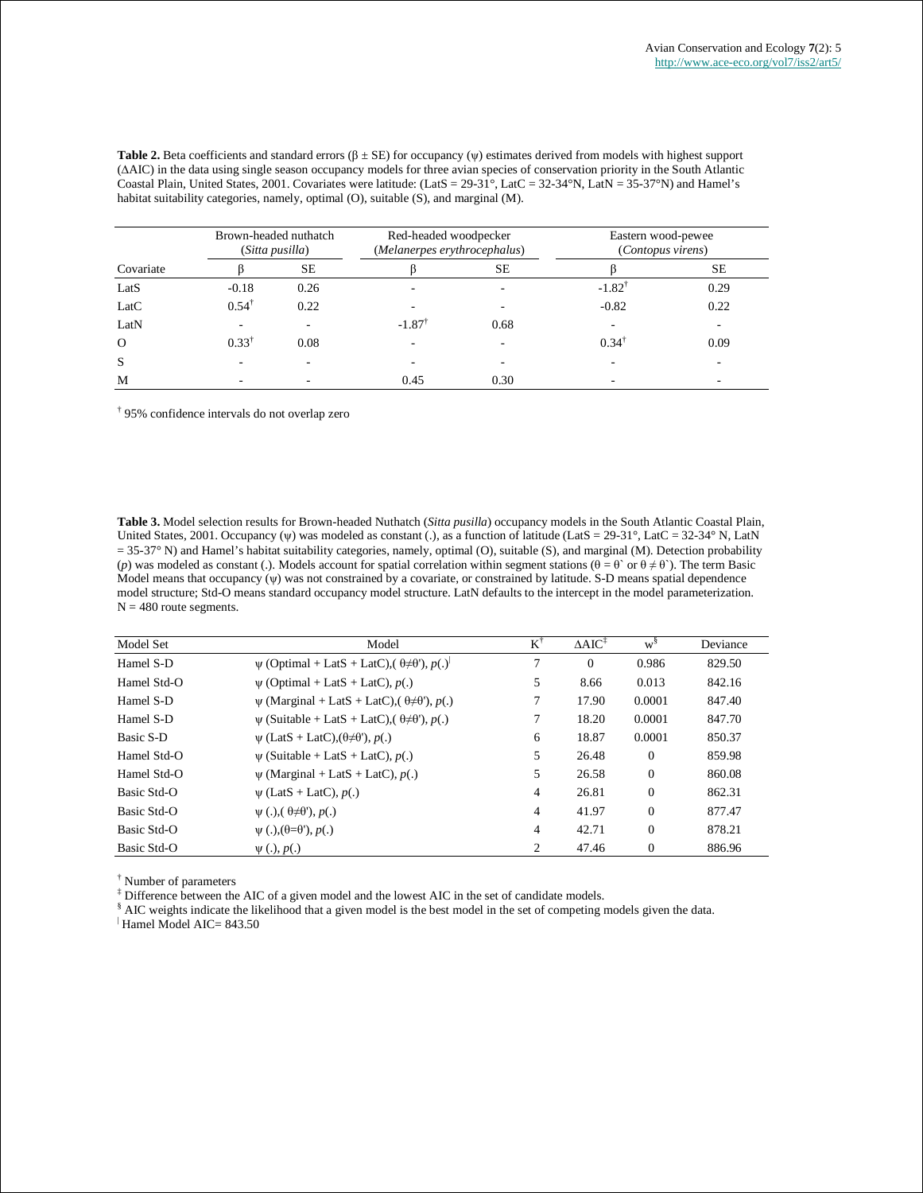**Table 2.** Beta coefficients and standard errors ($\beta \pm$ SE) for occupancy ($\psi$) estimates derived from models with highest support ($\Delta$AIC) in the data using single season occupancy models for three avian species of conservation priority in the South Atlantic Coastal Plain, United States, 2001. Covariates were latitude: (LatS = 29-31°, LatC = 32-34°N, LatN = 35-37°N) and Hamel's habitat suitability categories, namely, optimal (O), suitable (S), and marginal (M).

| | Brown-headed nuthatch (*Sitta pusilla*) | | Red-headed woodpecker (*Melanerpes erythrocephalus*) | | Eastern wood-pewee (*Contopus virens*) | |
|---|---|---|---|---|---|---|
| Covariate | $\beta$ | SE | $\beta$ | SE | $\beta$ | SE |
| LatS | -0.18 | 0.26 | - | - | -1.82[†] | 0.29 |
| LatC | 0.54[†] | 0.22 | - | - | -0.82 | 0.22 |
| LatN | - | - | -1.87[†] | 0.68 | - | - |
| O | 0.33[†] | 0.08 | - | - | 0.34[†] | 0.09 |
| S | - | - | - | - | - | - |
| M | - | - | 0.45 | 0.30 | - | - |

[†] 95% confidence intervals do not overlap zero

**Table 3.** Model selection results for Brown-headed Nuthatch (*Sitta pusilla*) occupancy models in the South Atlantic Coastal Plain, United States, 2001. Occupancy ($\psi$) was modeled as constant (.), as a function of latitude (LatS = 29-31°, LatC = 32-34° N, LatN = 35-37° N) and Hamel's habitat suitability categories, namely, optimal (O), suitable (S), and marginal (M). Detection probability ($p$) was modeled as constant (.). Models account for spatial correlation within segment stations ($\theta = \theta$` or $\theta \neq \theta$`). The term Basic Model means that occupancy ($\psi$) was not constrained by a covariate, or constrained by latitude. S-D means spatial dependence model structure; Std-O means standard occupancy model structure. LatN defaults to the intercept in the model parameterization. N = 480 route segments.

| Model Set | Model | K[†] | $\Delta$AIC[‡] | w[§] | Deviance |
|---|---|---|---|---|---|
| Hamel S-D | $\psi$ (Optimal + LatS + LatC),( $\theta \neq \theta'$), $p$(.)[\|] | 7 | 0 | 0.986 | 829.50 |
| Hamel Std-O | $\psi$ (Optimal + LatS + LatC), $p$(.) | 5 | 8.66 | 0.013 | 842.16 |
| Hamel S-D | $\psi$ (Marginal + LatS + LatC),( $\theta \neq \theta'$), $p$(.) | 7 | 17.90 | 0.0001 | 847.40 |
| Hamel S-D | $\psi$ (Suitable + LatS + LatC),( $\theta \neq \theta'$), $p$(.) | 7 | 18.20 | 0.0001 | 847.70 |
| Basic S-D | $\psi$ (LatS + LatC),($\theta \neq \theta'$), $p$(.) | 6 | 18.87 | 0.0001 | 850.37 |
| Hamel Std-O | $\psi$ (Suitable + LatS + LatC), $p$(.) | 5 | 26.48 | 0 | 859.98 |
| Hamel Std-O | $\psi$ (Marginal + LatS + LatC), $p$(.) | 5 | 26.58 | 0 | 860.08 |
| Basic Std-O | $\psi$ (LatS + LatC), $p$(.) | 4 | 26.81 | 0 | 862.31 |
| Basic Std-O | $\psi$ (.),( $\theta \neq \theta'$), $p$(.) | 4 | 41.97 | 0 | 877.47 |
| Basic Std-O | $\psi$ (.),($\theta = \theta'$), $p$(.) | 4 | 42.71 | 0 | 878.21 |
| Basic Std-O | $\psi$ (.), $p$(.) | 2 | 47.46 | 0 | 886.96 |

[†] Number of parameters
[‡] Difference between the AIC of a given model and the lowest AIC in the set of candidate models.
[§] AIC weights indicate the likelihood that a given model is the best model in the set of competing models given the data.
[|] Hamel Model AIC= 843.50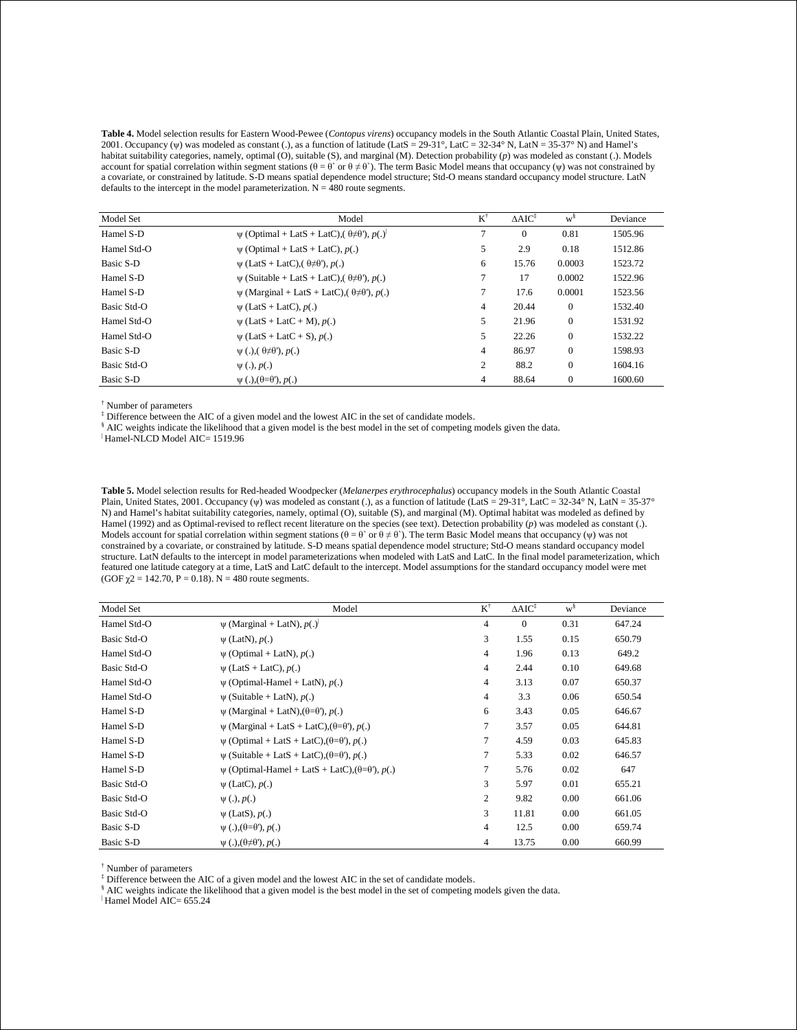**Table 4.** Model selection results for Eastern Wood-Pewee (*Contopus virens*) occupancy models in the South Atlantic Coastal Plain, United States, 2001. Occupancy ($\psi$) was modeled as constant (.), as a function of latitude (LatS = 29-31°, LatC = 32-34° N, LatN = 35-37° N) and Hamel's habitat suitability categories, namely, optimal (O), suitable (S), and marginal (M). Detection probability ($p$) was modeled as constant (.). Models account for spatial correlation within segment stations ($\theta = \theta`$ or $\theta \neq \theta`$). The term Basic Model means that occupancy ($\psi$) was not constrained by a covariate, or constrained by latitude. S-D means spatial dependence model structure; Std-O means standard occupancy model structure. LatN defaults to the intercept in the model parameterization. N = 480 route segments.

| Model Set | Model | K[†] | ΔAIC[‡] | w[§] | Deviance |
|---|---|---|---|---|---|
| Hamel S-D | $\psi$ (Optimal + LatS + LatC),( $\theta \neq \theta'$), $p$(.)[‖] | 7 | 0 | 0.81 | 1505.96 |
| Hamel Std-O | $\psi$ (Optimal + LatS + LatC), $p$(.) | 5 | 2.9 | 0.18 | 1512.86 |
| Basic S-D | $\psi$ (LatS + LatC),( $\theta \neq \theta'$), $p$(.) | 6 | 15.76 | 0.0003 | 1523.72 |
| Hamel S-D | $\psi$ (Suitable + LatS + LatC),( $\theta \neq \theta'$), $p$(.) | 7 | 17 | 0.0002 | 1522.96 |
| Hamel S-D | $\psi$ (Marginal + LatS + LatC),( $\theta \neq \theta'$), $p$(.) | 7 | 17.6 | 0.0001 | 1523.56 |
| Basic Std-O | $\psi$ (LatS + LatC), $p$(.) | 4 | 20.44 | 0 | 1532.40 |
| Hamel Std-O | $\psi$ (LatS + LatC + M), $p$(.) | 5 | 21.96 | 0 | 1531.92 |
| Hamel Std-O | $\psi$ (LatS + LatC + S), $p$(.) | 5 | 22.26 | 0 | 1532.22 |
| Basic S-D | $\psi$ (.),( $\theta \neq \theta'$), $p$(.) | 4 | 86.97 | 0 | 1598.93 |
| Basic Std-O | $\psi$ (.), $p$(.) | 2 | 88.2 | 0 | 1604.16 |
| Basic S-D | $\psi$ (.),($\theta = \theta'$), $p$(.) | 4 | 88.64 | 0 | 1600.60 |

[†] Number of parameters
[‡] Difference between the AIC of a given model and the lowest AIC in the set of candidate models.
[§] AIC weights indicate the likelihood that a given model is the best model in the set of competing models given the data.
[‖] Hamel-NLCD Model AIC= 1519.96

**Table 5.** Model selection results for Red-headed Woodpecker (*Melanerpes erythrocephalus*) occupancy models in the South Atlantic Coastal Plain, United States, 2001. Occupancy ($\psi$) was modeled as constant (.), as a function of latitude (LatS = 29-31°, LatC = 32-34° N, LatN = 35-37° N) and Hamel's habitat suitability categories, namely, optimal (O), suitable (S), and marginal (M). Optimal habitat was modeled as defined by Hamel (1992) and as Optimal-revised to reflect recent literature on the species (see text). Detection probability ($p$) was modeled as constant (.). Models account for spatial correlation within segment stations ($\theta = \theta`$ or $\theta \neq \theta`$). The term Basic Model means that occupancy ($\psi$) was not constrained by a covariate, or constrained by latitude. S-D means spatial dependence model structure; Std-O means standard occupancy model structure. LatN defaults to the intercept in model parameterizations when modeled with LatS and LatC. In the final model parameterization, which featured one latitude category at a time, LatS and LatC default to the intercept. Model assumptions for the standard occupancy model were met (GOF $\chi 2$ = 142.70, P = 0.18). N = 480 route segments.

| Model Set | Model | K[†] | ΔAIC[‡] | w[§] | Deviance |
|---|---|---|---|---|---|
| Hamel Std-O | $\psi$ (Marginal + LatN), $p$(.)[‖] | 4 | 0 | 0.31 | 647.24 |
| Basic Std-O | $\psi$ (LatN), $p$(.) | 3 | 1.55 | 0.15 | 650.79 |
| Hamel Std-O | $\psi$ (Optimal + LatN), $p$(.) | 4 | 1.96 | 0.13 | 649.2 |
| Basic Std-O | $\psi$ (LatS + LatC), $p$(.) | 4 | 2.44 | 0.10 | 649.68 |
| Hamel Std-O | $\psi$ (Optimal-Hamel + LatN), $p$(.) | 4 | 3.13 | 0.07 | 650.37 |
| Hamel Std-O | $\psi$ (Suitable + LatN), $p$(.) | 4 | 3.3 | 0.06 | 650.54 |
| Hamel S-D | $\psi$ (Marginal + LatN),($\theta = \theta'$), $p$(.) | 6 | 3.43 | 0.05 | 646.67 |
| Hamel S-D | $\psi$ (Marginal + LatS + LatC),($\theta = \theta'$), $p$(.) | 7 | 3.57 | 0.05 | 644.81 |
| Hamel S-D | $\psi$ (Optimal + LatS + LatC),($\theta = \theta'$), $p$(.) | 7 | 4.59 | 0.03 | 645.83 |
| Hamel S-D | $\psi$ (Suitable + LatS + LatC),($\theta = \theta'$), $p$(.) | 7 | 5.33 | 0.02 | 646.57 |
| Hamel S-D | $\psi$ (Optimal-Hamel + LatS + LatC),($\theta = \theta'$), $p$(.) | 7 | 5.76 | 0.02 | 647 |
| Basic Std-O | $\psi$ (LatC), $p$(.) | 3 | 5.97 | 0.01 | 655.21 |
| Basic Std-O | $\psi$ (.), $p$(.) | 2 | 9.82 | 0.00 | 661.06 |
| Basic Std-O | $\psi$ (LatS), $p$(.) | 3 | 11.81 | 0.00 | 661.05 |
| Basic S-D | $\psi$ (.),($\theta = \theta'$), $p$(.) | 4 | 12.5 | 0.00 | 659.74 |
| Basic S-D | $\psi$ (.),($\theta \neq \theta'$), $p$(.) | 4 | 13.75 | 0.00 | 660.99 |

[†] Number of parameters
[‡] Difference between the AIC of a given model and the lowest AIC in the set of candidate models.
[§] AIC weights indicate the likelihood that a given model is the best model in the set of competing models given the data.
[‖] Hamel Model AIC= 655.24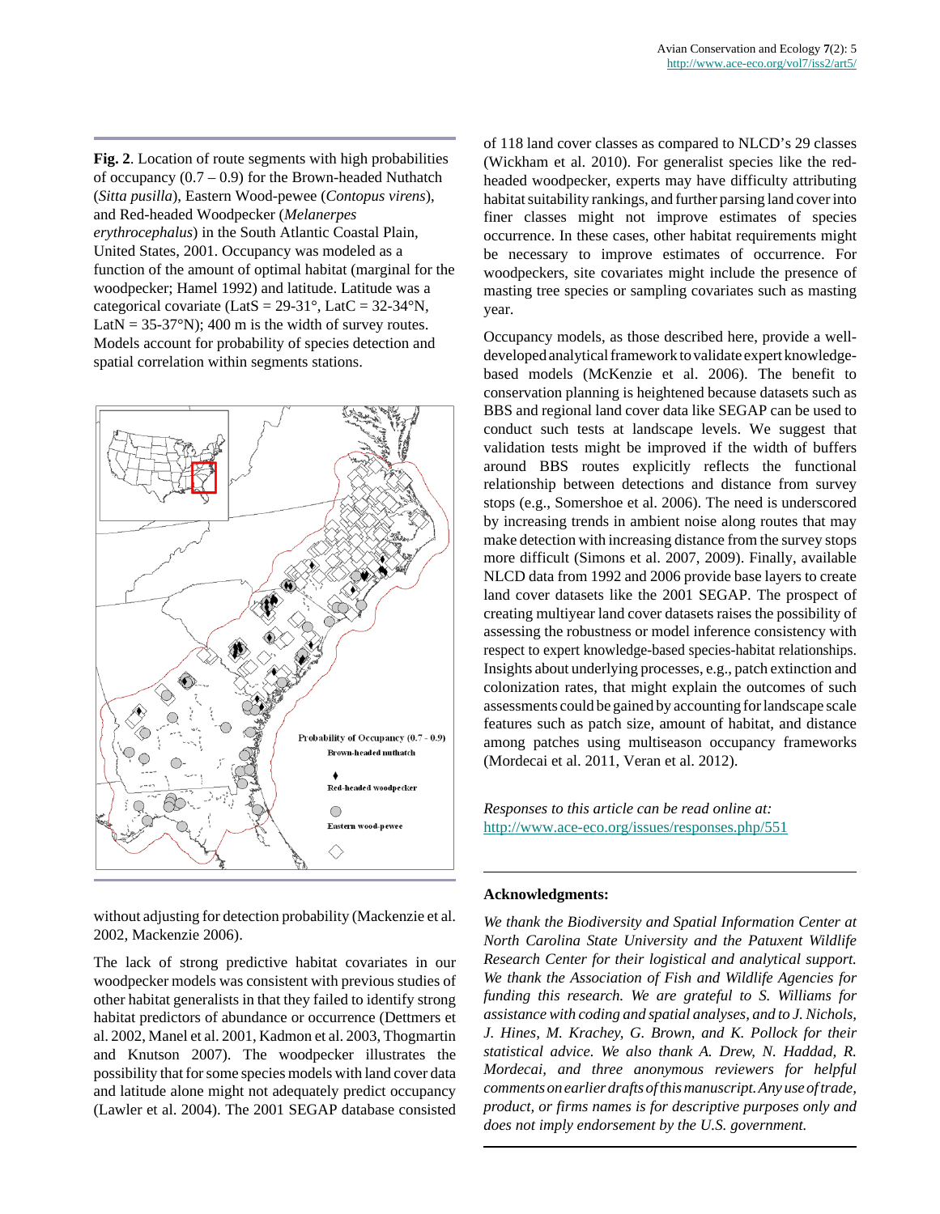**Fig. 2**. Location of route segments with high probabilities of occupancy (0.7 – 0.9) for the Brown-headed Nuthatch (*Sitta pusilla*), Eastern Wood-pewee (*Contopus virens*), and Red-headed Woodpecker (*Melanerpes erythrocephalus*) in the South Atlantic Coastal Plain, United States, 2001. Occupancy was modeled as a function of the amount of optimal habitat (marginal for the woodpecker; Hamel 1992) and latitude. Latitude was a categorical covariate (LatS = 29-31°, LatC = 32-34°N, LatN = 35-37°N); 400 m is the width of survey routes. Models account for probability of species detection and spatial correlation within segments stations.

without adjusting for detection probability (Mackenzie et al. 2002, Mackenzie 2006).

The lack of strong predictive habitat covariates in our woodpecker models was consistent with previous studies of other habitat generalists in that they failed to identify strong habitat predictors of abundance or occurrence (Dettmers et al. 2002, Manel et al. 2001, Kadmon et al. 2003, Thogmartin and Knutson 2007). The woodpecker illustrates the possibility that for some species models with land cover data and latitude alone might not adequately predict occupancy (Lawler et al. 2004). The 2001 SEGAP database consisted of 118 land cover classes as compared to NLCD's 29 classes (Wickham et al. 2010). For generalist species like the red-headed woodpecker, experts may have difficulty attributing habitat suitability rankings, and further parsing land cover into finer classes might not improve estimates of species occurrence. In these cases, other habitat requirements might be necessary to improve estimates of occurrence. For woodpeckers, site covariates might include the presence of masting tree species or sampling covariates such as masting year.

Occupancy models, as those described here, provide a well-developed analytical framework to validate expert knowledge-based models (McKenzie et al. 2006). The benefit to conservation planning is heightened because datasets such as BBS and regional land cover data like SEGAP can be used to conduct such tests at landscape levels. We suggest that validation tests might be improved if the width of buffers around BBS routes explicitly reflects the functional relationship between detections and distance from survey stops (e.g., Somershoe et al. 2006). The need is underscored by increasing trends in ambient noise along routes that may make detection with increasing distance from the survey stops more difficult (Simons et al. 2007, 2009). Finally, available NLCD data from 1992 and 2006 provide base layers to create land cover datasets like the 2001 SEGAP. The prospect of creating multiyear land cover datasets raises the possibility of assessing the robustness or model inference consistency with respect to expert knowledge-based species-habitat relationships. Insights about underlying processes, e.g., patch extinction and colonization rates, that might explain the outcomes of such assessments could be gained by accounting for landscape scale features such as patch size, amount of habitat, and distance among patches using multiseason occupancy frameworks (Mordecai et al. 2011, Veran et al. 2012).

*Responses to this article can be read online at:*
http://www.ace-eco.org/issues/responses.php/551

**Acknowledgments:**

*We thank the Biodiversity and Spatial Information Center at North Carolina State University and the Patuxent Wildlife Research Center for their logistical and analytical support. We thank the Association of Fish and Wildlife Agencies for funding this research. We are grateful to S. Williams for assistance with coding and spatial analyses, and to J. Nichols, J. Hines, M. Krachey, G. Brown, and K. Pollock for their statistical advice. We also thank A. Drew, N. Haddad, R. Mordecai, and three anonymous reviewers for helpful comments on earlier drafts of this manuscript. Any use of trade, product, or firms names is for descriptive purposes only and does not imply endorsement by the U.S. government.*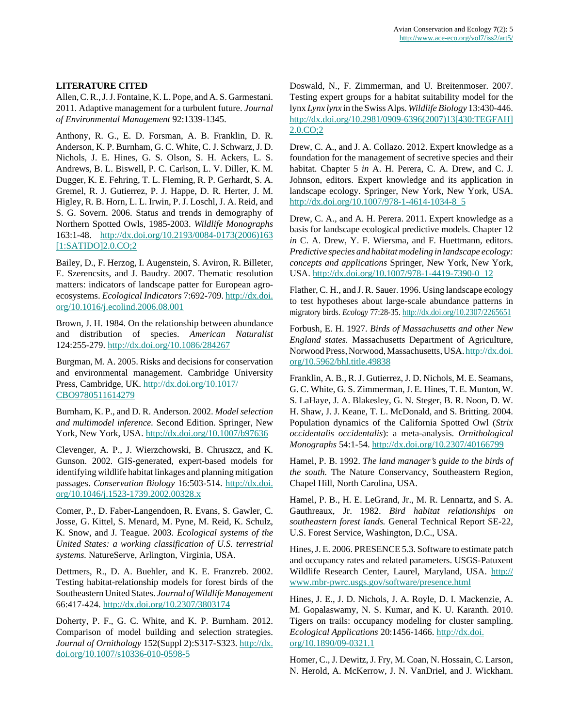## LITERATURE CITED

Allen, C. R., J. J. Fontaine, K. L. Pope, and A. S. Garmestani. 2011. Adaptive management for a turbulent future. *Journal of Environmental Management* 92:1339-1345.

Anthony, R. G., E. D. Forsman, A. B. Franklin, D. R. Anderson, K. P. Burnham, G. C. White, C. J. Schwarz, J. D. Nichols, J. E. Hines, G. S. Olson, S. H. Ackers, L. S. Andrews, B. L. Biswell, P. C. Carlson, L. V. Diller, K. M. Dugger, K. E. Fehring, T. L. Fleming, R. P. Gerhardt, S. A. Gremel, R. J. Gutierrez, P. J. Happe, D. R. Herter, J. M. Higley, R. B. Horn, L. L. Irwin, P. J. Loschl, J. A. Reid, and S. G. Sovern. 2006. Status and trends in demography of Northern Spotted Owls, 1985-2003. *Wildlife Monographs* 163:1-48. http://dx.doi.org/10.2193/0084-0173(2006)163[1:SATIDO]2.0.CO;2

Bailey, D., F. Herzog, I. Augenstein, S. Aviron, R. Billeter, E. Szerencsits, and J. Baudry. 2007. Thematic resolution matters: indicators of landscape patter for European agro-ecosystems. *Ecological Indicators* 7:692-709. http://dx.doi.org/10.1016/j.ecolind.2006.08.001

Brown, J. H. 1984. On the relationship between abundance and distribution of species. *American Naturalist* 124:255-279. http://dx.doi.org/10.1086/284267

Burgman, M. A. 2005. Risks and decisions for conservation and environmental management. Cambridge University Press, Cambridge, UK. http://dx.doi.org/10.1017/CBO9780511614279

Burnham, K. P., and D. R. Anderson. 2002. *Model selection and multimodel inference.* Second Edition. Springer, New York, New York, USA. http://dx.doi.org/10.1007/b97636

Clevenger, A. P., J. Wierzchowski, B. Chruszcz, and K. Gunson. 2002. GIS-generated, expert-based models for identifying wildlife habitat linkages and planning mitigation passages. *Conservation Biology* 16:503-514. http://dx.doi.org/10.1046/j.1523-1739.2002.00328.x

Comer, P., D. Faber-Langendoen, R. Evans, S. Gawler, C. Josse, G. Kittel, S. Menard, M. Pyne, M. Reid, K. Schulz, K. Snow, and J. Teague. 2003. *Ecological systems of the United States: a working classification of U.S. terrestrial systems.* NatureServe, Arlington, Virginia, USA.

Dettmers, R., D. A. Buehler, and K. E. Franzreb. 2002. Testing habitat-relationship models for forest birds of the Southeastern United States. *Journal of Wildlife Management* 66:417-424. http://dx.doi.org/10.2307/3803174

Doherty, P. F., G. C. White, and K. P. Burnham. 2012. Comparison of model building and selection strategies. *Journal of Ornithology* 152(Suppl 2):S317-S323. http://dx.doi.org/10.1007/s10336-010-0598-5

Doswald, N., F. Zimmerman, and U. Breitenmoser. 2007. Testing expert groups for a habitat suitability model for the lynx *Lynx lynx* in the Swiss Alps. *Wildlife Biology* 13:430-446. http://dx.doi.org/10.2981/0909-6396(2007)13[430:TEGFAH]2.0.CO;2

Drew, C. A., and J. A. Collazo. 2012. Expert knowledge as a foundation for the management of secretive species and their habitat. Chapter 5 *in* A. H. Perera, C. A. Drew, and C. J. Johnson, editors. Expert knowledge and its application in landscape ecology. Springer, New York, New York, USA. http://dx.doi.org/10.1007/978-1-4614-1034-8_5

Drew, C. A., and A. H. Perera. 2011. Expert knowledge as a basis for landscape ecological predictive models. Chapter 12 *in* C. A. Drew, Y. F. Wiersma, and F. Huettmann, editors. *Predictive species and habitat modeling in landscape ecology: concepts and applications* Springer, New York, New York, USA. http://dx.doi.org/10.1007/978-1-4419-7390-0_12

Flather, C. H., and J. R. Sauer. 1996. Using landscape ecology to test hypotheses about large-scale abundance patterns in migratory birds. *Ecology* 77:28-35. http://dx.doi.org/10.2307/2265651

Forbush, E. H. 1927. *Birds of Massachusetts and other New England states.* Massachusetts Department of Agriculture, Norwood Press, Norwood, Massachusetts, USA. http://dx.doi.org/10.5962/bhl.title.49838

Franklin, A. B., R. J. Gutierrez, J. D. Nichols, M. E. Seamans, G. C. White, G. S. Zimmerman, J. E. Hines, T. E. Munton, W. S. LaHaye, J. A. Blakesley, G. N. Steger, B. R. Noon, D. W. H. Shaw, J. J. Keane, T. L. McDonald, and S. Britting. 2004. Population dynamics of the California Spotted Owl (*Strix occidentalis occidentalis*): a meta-analysis. *Ornithological Monographs* 54:1-54. http://dx.doi.org/10.2307/40166799

Hamel, P. B. 1992. *The land manager's guide to the birds of the south.* The Nature Conservancy, Southeastern Region, Chapel Hill, North Carolina, USA.

Hamel, P. B., H. E. LeGrand, Jr., M. R. Lennartz, and S. A. Gauthreaux, Jr. 1982. *Bird habitat relationships on southeastern forest lands.* General Technical Report SE-22, U.S. Forest Service, Washington, D.C., USA.

Hines, J. E. 2006. PRESENCE 5.3. Software to estimate patch and occupancy rates and related parameters. USGS-Patuxent Wildlife Research Center, Laurel, Maryland, USA. http://www.mbr-pwrc.usgs.gov/software/presence.html

Hines, J. E., J. D. Nichols, J. A. Royle, D. I. Mackenzie, A. M. Gopalaswamy, N. S. Kumar, and K. U. Karanth. 2010. Tigers on trails: occupancy modeling for cluster sampling. *Ecological Applications* 20:1456-1466. http://dx.doi.org/10.1890/09-0321.1

Homer, C., J. Dewitz, J. Fry, M. Coan, N. Hossain, C. Larson, N. Herold, A. McKerrow, J. N. VanDriel, and J. Wickham.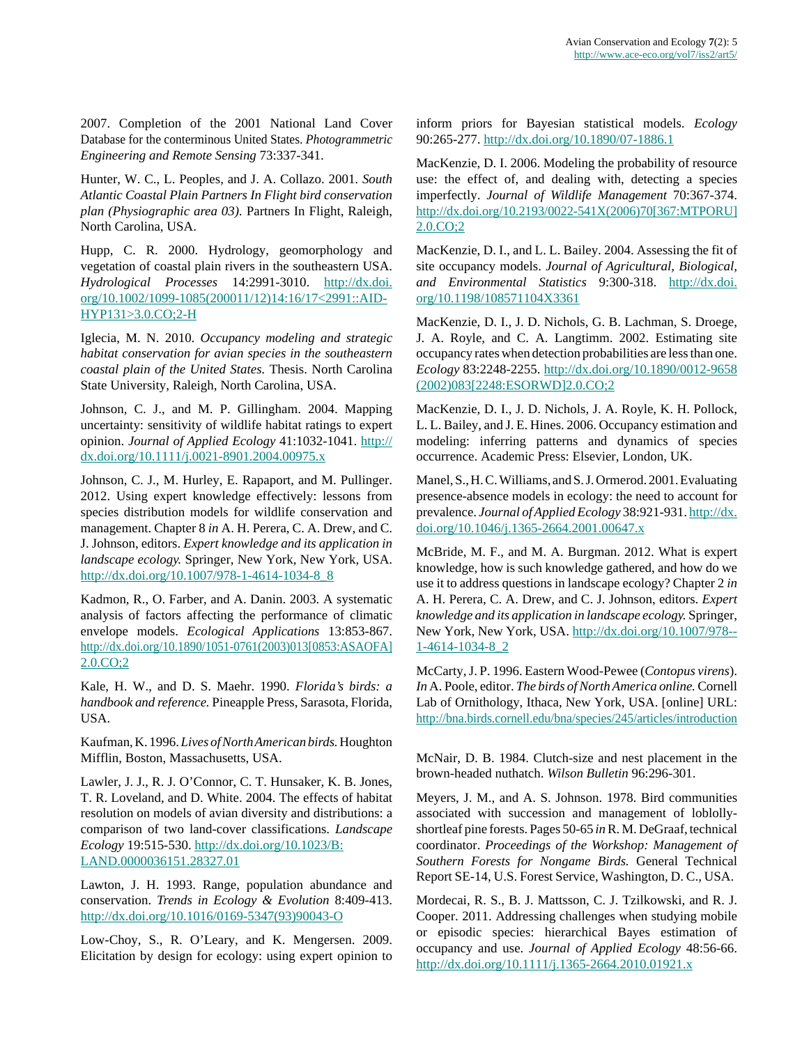2007. Completion of the 2001 National Land Cover Database for the conterminous United States. *Photogrammetric Engineering and Remote Sensing* 73:337-341.

Hunter, W. C., L. Peoples, and J. A. Collazo. 2001. *South Atlantic Coastal Plain Partners In Flight bird conservation plan (Physiographic area 03)*. Partners In Flight, Raleigh, North Carolina, USA.

Hupp, C. R. 2000. Hydrology, geomorphology and vegetation of coastal plain rivers in the southeastern USA. *Hydrological Processes* 14:2991-3010. http://dx.doi.org/10.1002/1099-1085(200011/12)14:16/17<2991::AID-HYP131>3.0.CO;2-H

Iglecia, M. N. 2010. *Occupancy modeling and strategic habitat conservation for avian species in the southeastern coastal plain of the United States*. Thesis. North Carolina State University, Raleigh, North Carolina, USA.

Johnson, C. J., and M. P. Gillingham. 2004. Mapping uncertainty: sensitivity of wildlife habitat ratings to expert opinion. *Journal of Applied Ecology* 41:1032-1041. http://dx.doi.org/10.1111/j.0021-8901.2004.00975.x

Johnson, C. J., M. Hurley, E. Rapaport, and M. Pullinger. 2012. Using expert knowledge effectively: lessons from species distribution models for wildlife conservation and management. Chapter 8 *in* A. H. Perera, C. A. Drew, and C. J. Johnson, editors. *Expert knowledge and its application in landscape ecology.* Springer, New York, New York, USA. http://dx.doi.org/10.1007/978-1-4614-1034-8_8

Kadmon, R., O. Farber, and A. Danin. 2003. A systematic analysis of factors affecting the performance of climatic envelope models. *Ecological Applications* 13:853-867. http://dx.doi.org/10.1890/1051-0761(2003)013[0853:ASAOFA]2.0.CO;2

Kale, H. W., and D. S. Maehr. 1990. *Florida's birds: a handbook and reference.* Pineapple Press, Sarasota, Florida, USA.

Kaufman, K. 1996. *Lives of North American birds.* Houghton Mifflin, Boston, Massachusetts, USA.

Lawler, J. J., R. J. O'Connor, C. T. Hunsaker, K. B. Jones, T. R. Loveland, and D. White. 2004. The effects of habitat resolution on models of avian diversity and distributions: a comparison of two land-cover classifications. *Landscape Ecology* 19:515-530. http://dx.doi.org/10.1023/B:LAND.0000036151.28327.01

Lawton, J. H. 1993. Range, population abundance and conservation. *Trends in Ecology & Evolution* 8:409-413. http://dx.doi.org/10.1016/0169-5347(93)90043-O

Low-Choy, S., R. O'Leary, and K. Mengersen. 2009. Elicitation by design for ecology: using expert opinion to inform priors for Bayesian statistical models. *Ecology* 90:265-277. http://dx.doi.org/10.1890/07-1886.1

MacKenzie, D. I. 2006. Modeling the probability of resource use: the effect of, and dealing with, detecting a species imperfectly. *Journal of Wildlife Management* 70:367-374. http://dx.doi.org/10.2193/0022-541X(2006)70[367:MTPORU]2.0.CO;2

MacKenzie, D. I., and L. L. Bailey. 2004. Assessing the fit of site occupancy models. *Journal of Agricultural, Biological, and Environmental Statistics* 9:300-318. http://dx.doi.org/10.1198/108571104X3361

MacKenzie, D. I., J. D. Nichols, G. B. Lachman, S. Droege, J. A. Royle, and C. A. Langtimm. 2002. Estimating site occupancy rates when detection probabilities are less than one. *Ecology* 83:2248-2255. http://dx.doi.org/10.1890/0012-9658(2002)083[2248:ESORWD]2.0.CO;2

MacKenzie, D. I., J. D. Nichols, J. A. Royle, K. H. Pollock, L. L. Bailey, and J. E. Hines. 2006. Occupancy estimation and modeling: inferring patterns and dynamics of species occurrence. Academic Press: Elsevier, London, UK.

Manel, S., H. C. Williams, and S. J. Ormerod. 2001. Evaluating presence-absence models in ecology: the need to account for prevalence. *Journal of Applied Ecology* 38:921-931. http://dx.doi.org/10.1046/j.1365-2664.2001.00647.x

McBride, M. F., and M. A. Burgman. 2012. What is expert knowledge, how is such knowledge gathered, and how do we use it to address questions in landscape ecology? Chapter 2 *in* A. H. Perera, C. A. Drew, and C. J. Johnson, editors. *Expert knowledge and its application in landscape ecology.* Springer, New York, New York, USA. http://dx.doi.org/10.1007/978--1-4614-1034-8_2

McCarty, J. P. 1996. Eastern Wood-Pewee (*Contopus virens*). *In* A. Poole, editor. *The birds of North America online.* Cornell Lab of Ornithology, Ithaca, New York, USA. [online] URL: http://bna.birds.cornell.edu/bna/species/245/articles/introduction

McNair, D. B. 1984. Clutch-size and nest placement in the brown-headed nuthatch. *Wilson Bulletin* 96:296-301.

Meyers, J. M., and A. S. Johnson. 1978. Bird communities associated with succession and management of loblolly-shortleaf pine forests. Pages 50-65 *in* R. M. DeGraaf, technical coordinator. *Proceedings of the Workshop: Management of Southern Forests for Nongame Birds.* General Technical Report SE-14, U.S. Forest Service, Washington, D. C., USA.

Mordecai, R. S., B. J. Mattsson, C. J. Tzilkowski, and R. J. Cooper. 2011. Addressing challenges when studying mobile or episodic species: hierarchical Bayes estimation of occupancy and use. *Journal of Applied Ecology* 48:56-66. http://dx.doi.org/10.1111/j.1365-2664.2010.01921.x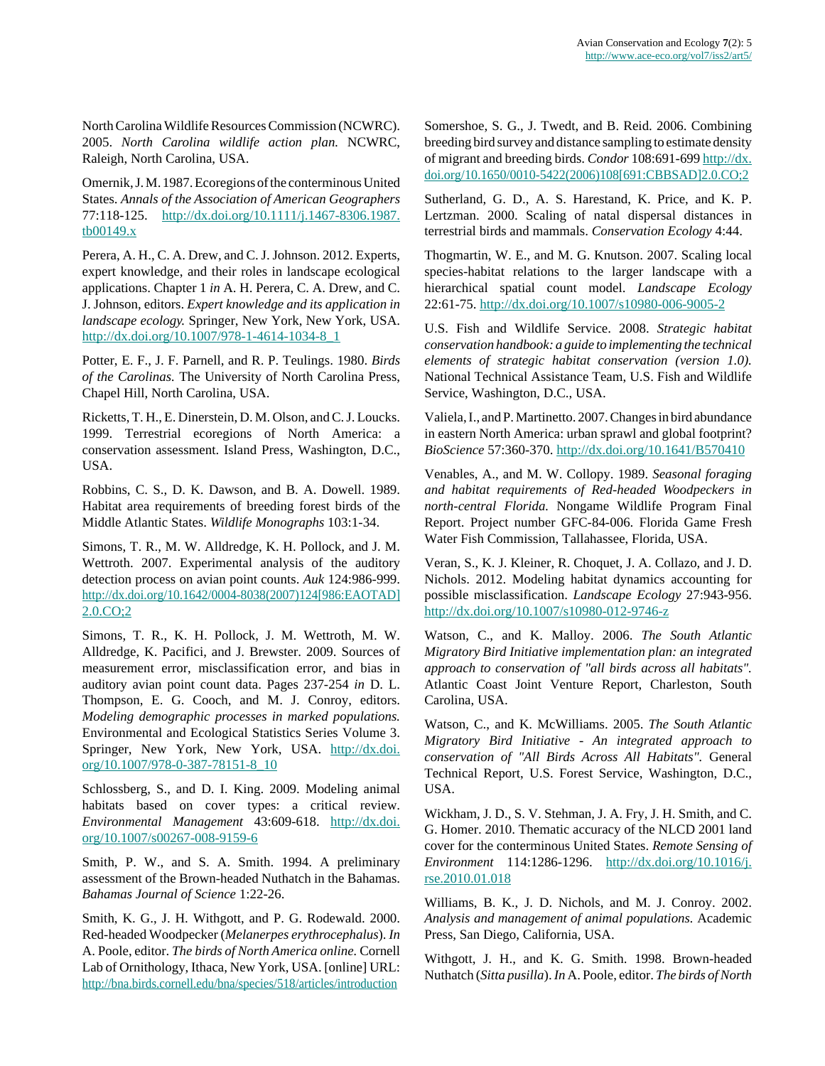North Carolina Wildlife Resources Commission (NCWRC). 2005. *North Carolina wildlife action plan.* NCWRC, Raleigh, North Carolina, USA.

Omernik, J. M. 1987. Ecoregions of the conterminous United States. *Annals of the Association of American Geographers* 77:118-125. http://dx.doi.org/10.1111/j.1467-8306.1987.tb00149.x

Perera, A. H., C. A. Drew, and C. J. Johnson. 2012. Experts, expert knowledge, and their roles in landscape ecological applications. Chapter 1 *in* A. H. Perera, C. A. Drew, and C. J. Johnson, editors. *Expert knowledge and its application in landscape ecology.* Springer, New York, New York, USA. http://dx.doi.org/10.1007/978-1-4614-1034-8_1

Potter, E. F., J. F. Parnell, and R. P. Teulings. 1980. *Birds of the Carolinas.* The University of North Carolina Press, Chapel Hill, North Carolina, USA.

Ricketts, T. H., E. Dinerstein, D. M. Olson, and C. J. Loucks. 1999. Terrestrial ecoregions of North America: a conservation assessment. Island Press, Washington, D.C., USA.

Robbins, C. S., D. K. Dawson, and B. A. Dowell. 1989. Habitat area requirements of breeding forest birds of the Middle Atlantic States. *Wildlife Monographs* 103:1-34.

Simons, T. R., M. W. Alldredge, K. H. Pollock, and J. M. Wettroth. 2007. Experimental analysis of the auditory detection process on avian point counts. *Auk* 124:986-999. http://dx.doi.org/10.1642/0004-8038(2007)124[986:EAOTAD]2.0.CO;2

Simons, T. R., K. H. Pollock, J. M. Wettroth, M. W. Alldredge, K. Pacifici, and J. Brewster. 2009. Sources of measurement error, misclassification error, and bias in auditory avian point count data. Pages 237-254 *in* D. L. Thompson, E. G. Cooch, and M. J. Conroy, editors. *Modeling demographic processes in marked populations.* Environmental and Ecological Statistics Series Volume 3. Springer, New York, New York, USA. http://dx.doi.org/10.1007/978-0-387-78151-8_10

Schlossberg, S., and D. I. King. 2009. Modeling animal habitats based on cover types: a critical review. *Environmental Management* 43:609-618. http://dx.doi.org/10.1007/s00267-008-9159-6

Smith, P. W., and S. A. Smith. 1994. A preliminary assessment of the Brown-headed Nuthatch in the Bahamas. *Bahamas Journal of Science* 1:22-26.

Smith, K. G., J. H. Withgott, and P. G. Rodewald. 2000. Red-headed Woodpecker (*Melanerpes erythrocephalus*). *In* A. Poole, editor. *The birds of North America online.* Cornell Lab of Ornithology, Ithaca, New York, USA. [online] URL: http://bna.birds.cornell.edu/bna/species/518/articles/introduction

Somershoe, S. G., J. Twedt, and B. Reid. 2006. Combining breeding bird survey and distance sampling to estimate density of migrant and breeding birds. *Condor* 108:691-699 http://dx.doi.org/10.1650/0010-5422(2006)108[691:CBBSAD]2.0.CO;2

Sutherland, G. D., A. S. Harestand, K. Price, and K. P. Lertzman. 2000. Scaling of natal dispersal distances in terrestrial birds and mammals. *Conservation Ecology* 4:44.

Thogmartin, W. E., and M. G. Knutson. 2007. Scaling local species-habitat relations to the larger landscape with a hierarchical spatial count model. *Landscape Ecology* 22:61-75. http://dx.doi.org/10.1007/s10980-006-9005-2

U.S. Fish and Wildlife Service. 2008. *Strategic habitat conservation handbook: a guide to implementing the technical elements of strategic habitat conservation (version 1.0).* National Technical Assistance Team, U.S. Fish and Wildlife Service, Washington, D.C., USA.

Valiela, I., and P. Martinetto. 2007. Changes in bird abundance in eastern North America: urban sprawl and global footprint? *BioScience* 57:360-370. http://dx.doi.org/10.1641/B570410

Venables, A., and M. W. Collopy. 1989. *Seasonal foraging and habitat requirements of Red-headed Woodpeckers in north-central Florida.* Nongame Wildlife Program Final Report. Project number GFC-84-006. Florida Game Fresh Water Fish Commission, Tallahassee, Florida, USA.

Veran, S., K. J. Kleiner, R. Choquet, J. A. Collazo, and J. D. Nichols. 2012. Modeling habitat dynamics accounting for possible misclassification. *Landscape Ecology* 27:943-956. http://dx.doi.org/10.1007/s10980-012-9746-z

Watson, C., and K. Malloy. 2006. *The South Atlantic Migratory Bird Initiative implementation plan: an integrated approach to conservation of "all birds across all habitats".* Atlantic Coast Joint Venture Report, Charleston, South Carolina, USA.

Watson, C., and K. McWilliams. 2005. *The South Atlantic Migratory Bird Initiative - An integrated approach to conservation of "All Birds Across All Habitats".* General Technical Report, U.S. Forest Service, Washington, D.C., USA.

Wickham, J. D., S. V. Stehman, J. A. Fry, J. H. Smith, and C. G. Homer. 2010. Thematic accuracy of the NLCD 2001 land cover for the conterminous United States. *Remote Sensing of Environment* 114:1286-1296. http://dx.doi.org/10.1016/j.rse.2010.01.018

Williams, B. K., J. D. Nichols, and M. J. Conroy. 2002. *Analysis and management of animal populations.* Academic Press, San Diego, California, USA.

Withgott, J. H., and K. G. Smith. 1998. Brown-headed Nuthatch (*Sitta pusilla*). *In* A. Poole, editor. *The birds of North*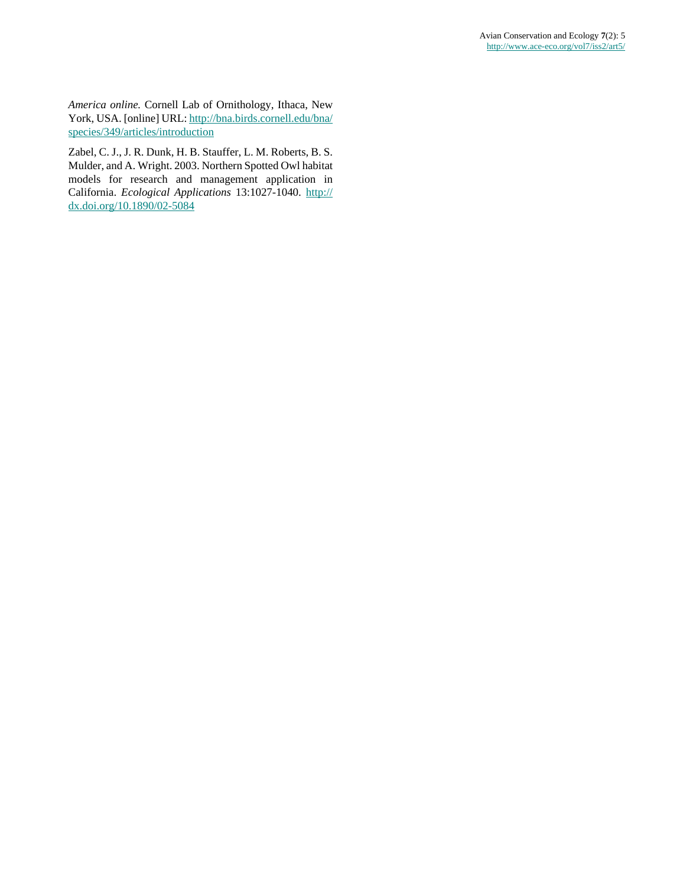*America online.* Cornell Lab of Ornithology, Ithaca, New York, USA. [online] URL: http://bna.birds.cornell.edu/bna/species/349/articles/introduction

Zabel, C. J., J. R. Dunk, H. B. Stauffer, L. M. Roberts, B. S. Mulder, and A. Wright. 2003. Northern Spotted Owl habitat models for research and management application in California. *Ecological Applications* 13:1027-1040. http://dx.doi.org/10.1890/02-5084